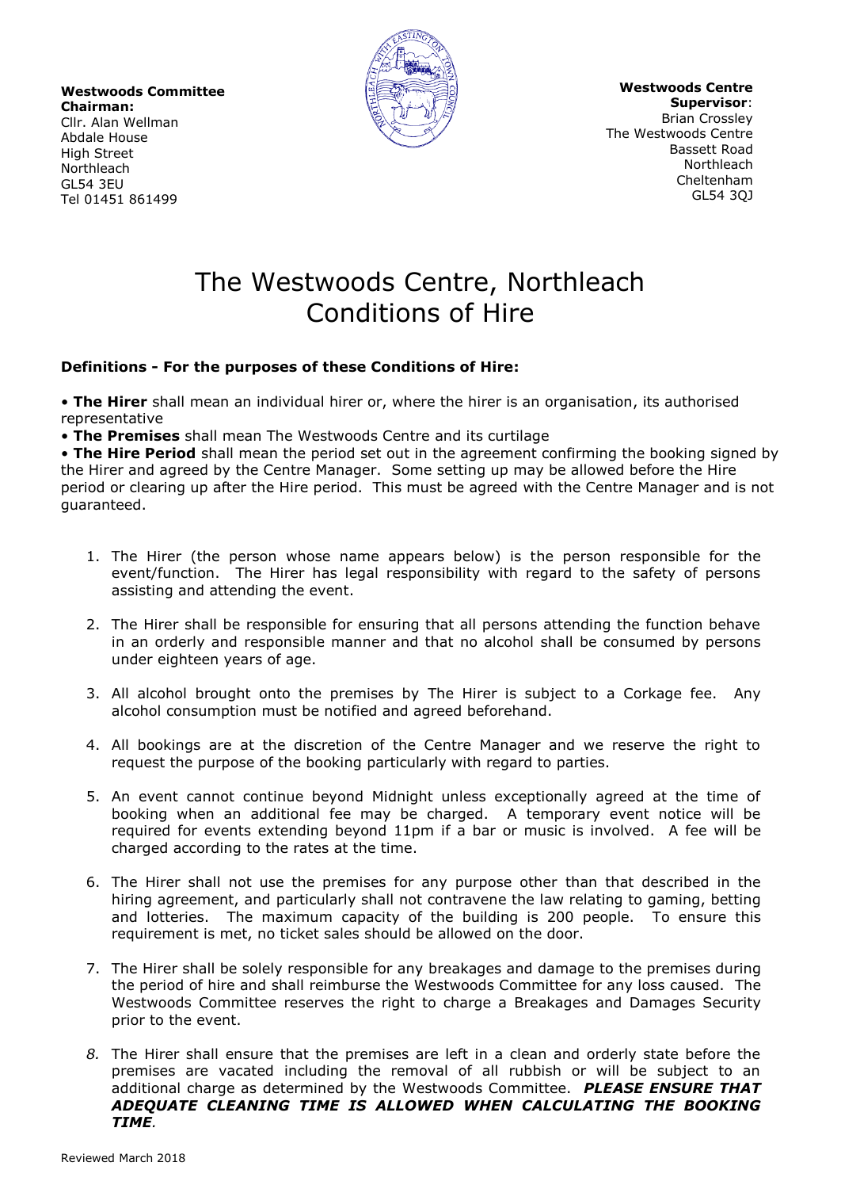**Westwoods Committee Chairman:**
Cllr. Alan Wellman
Abdale House
High Street
Northleach
GL54 3EU
Tel 01451 861499

**Westwoods Centre Supervisor**:
Brian Crossley
The Westwoods Centre
Bassett Road
Northleach
Cheltenham
GL54 3QJ

# The Westwoods Centre, Northleach
# Conditions of Hire

**Definitions - For the purposes of these Conditions of Hire:**

• **The Hirer** shall mean an individual hirer or, where the hirer is an organisation, its authorised representative
• **The Premises** shall mean The Westwoods Centre and its curtilage
• **The Hire Period** shall mean the period set out in the agreement confirming the booking signed by the Hirer and agreed by the Centre Manager. Some setting up may be allowed before the Hire period or clearing up after the Hire period. This must be agreed with the Centre Manager and is not guaranteed.

1. The Hirer (the person whose name appears below) is the person responsible for the event/function. The Hirer has legal responsibility with regard to the safety of persons assisting and attending the event.

2. The Hirer shall be responsible for ensuring that all persons attending the function behave in an orderly and responsible manner and that no alcohol shall be consumed by persons under eighteen years of age.

3. All alcohol brought onto the premises by The Hirer is subject to a Corkage fee. Any alcohol consumption must be notified and agreed beforehand.

4. All bookings are at the discretion of the Centre Manager and we reserve the right to request the purpose of the booking particularly with regard to parties.

5. An event cannot continue beyond Midnight unless exceptionally agreed at the time of booking when an additional fee may be charged. A temporary event notice will be required for events extending beyond 11pm if a bar or music is involved. A fee will be charged according to the rates at the time.

6. The Hirer shall not use the premises for any purpose other than that described in the hiring agreement, and particularly shall not contravene the law relating to gaming, betting and lotteries. The maximum capacity of the building is 200 people. To ensure this requirement is met, no ticket sales should be allowed on the door.

7. The Hirer shall be solely responsible for any breakages and damage to the premises during the period of hire and shall reimburse the Westwoods Committee for any loss caused. The Westwoods Committee reserves the right to charge a Breakages and Damages Security prior to the event.

8. The Hirer shall ensure that the premises are left in a clean and orderly state before the premises are vacated including the removal of all rubbish or will be subject to an additional charge as determined by the Westwoods Committee. ***PLEASE ENSURE THAT ADEQUATE CLEANING TIME IS ALLOWED WHEN CALCULATING THE BOOKING TIME.***

Reviewed March 2018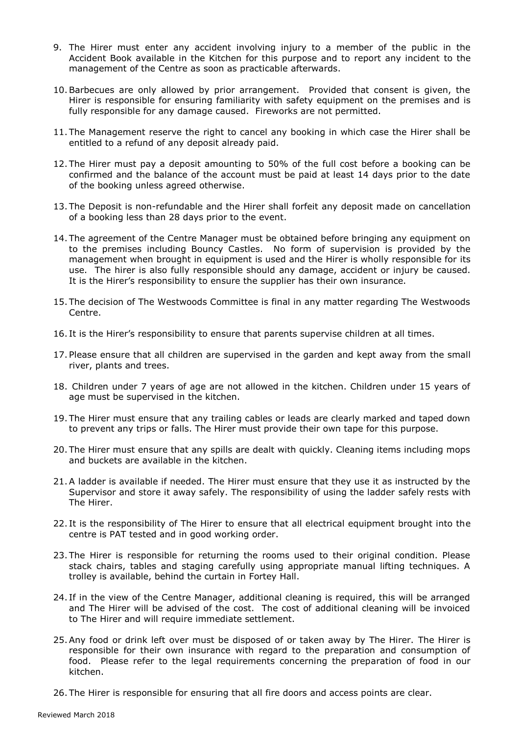9. The Hirer must enter any accident involving injury to a member of the public in the Accident Book available in the Kitchen for this purpose and to report any incident to the management of the Centre as soon as practicable afterwards.

10. Barbecues are only allowed by prior arrangement. Provided that consent is given, the Hirer is responsible for ensuring familiarity with safety equipment on the premises and is fully responsible for any damage caused. Fireworks are not permitted.

11. The Management reserve the right to cancel any booking in which case the Hirer shall be entitled to a refund of any deposit already paid.

12. The Hirer must pay a deposit amounting to 50% of the full cost before a booking can be confirmed and the balance of the account must be paid at least 14 days prior to the date of the booking unless agreed otherwise.

13. The Deposit is non-refundable and the Hirer shall forfeit any deposit made on cancellation of a booking less than 28 days prior to the event.

14. The agreement of the Centre Manager must be obtained before bringing any equipment on to the premises including Bouncy Castles. No form of supervision is provided by the management when brought in equipment is used and the Hirer is wholly responsible for its use. The hirer is also fully responsible should any damage, accident or injury be caused. It is the Hirer's responsibility to ensure the supplier has their own insurance.

15. The decision of The Westwoods Committee is final in any matter regarding The Westwoods Centre.

16. It is the Hirer's responsibility to ensure that parents supervise children at all times.

17. Please ensure that all children are supervised in the garden and kept away from the small river, plants and trees.

18. Children under 7 years of age are not allowed in the kitchen. Children under 15 years of age must be supervised in the kitchen.

19. The Hirer must ensure that any trailing cables or leads are clearly marked and taped down to prevent any trips or falls. The Hirer must provide their own tape for this purpose.

20. The Hirer must ensure that any spills are dealt with quickly. Cleaning items including mops and buckets are available in the kitchen.

21. A ladder is available if needed. The Hirer must ensure that they use it as instructed by the Supervisor and store it away safely. The responsibility of using the ladder safely rests with The Hirer.

22. It is the responsibility of The Hirer to ensure that all electrical equipment brought into the centre is PAT tested and in good working order.

23. The Hirer is responsible for returning the rooms used to their original condition. Please stack chairs, tables and staging carefully using appropriate manual lifting techniques. A trolley is available, behind the curtain in Fortey Hall.

24. If in the view of the Centre Manager, additional cleaning is required, this will be arranged and The Hirer will be advised of the cost. The cost of additional cleaning will be invoiced to The Hirer and will require immediate settlement.

25. Any food or drink left over must be disposed of or taken away by The Hirer. The Hirer is responsible for their own insurance with regard to the preparation and consumption of food. Please refer to the legal requirements concerning the preparation of food in our kitchen.

26. The Hirer is responsible for ensuring that all fire doors and access points are clear.

Reviewed March 2018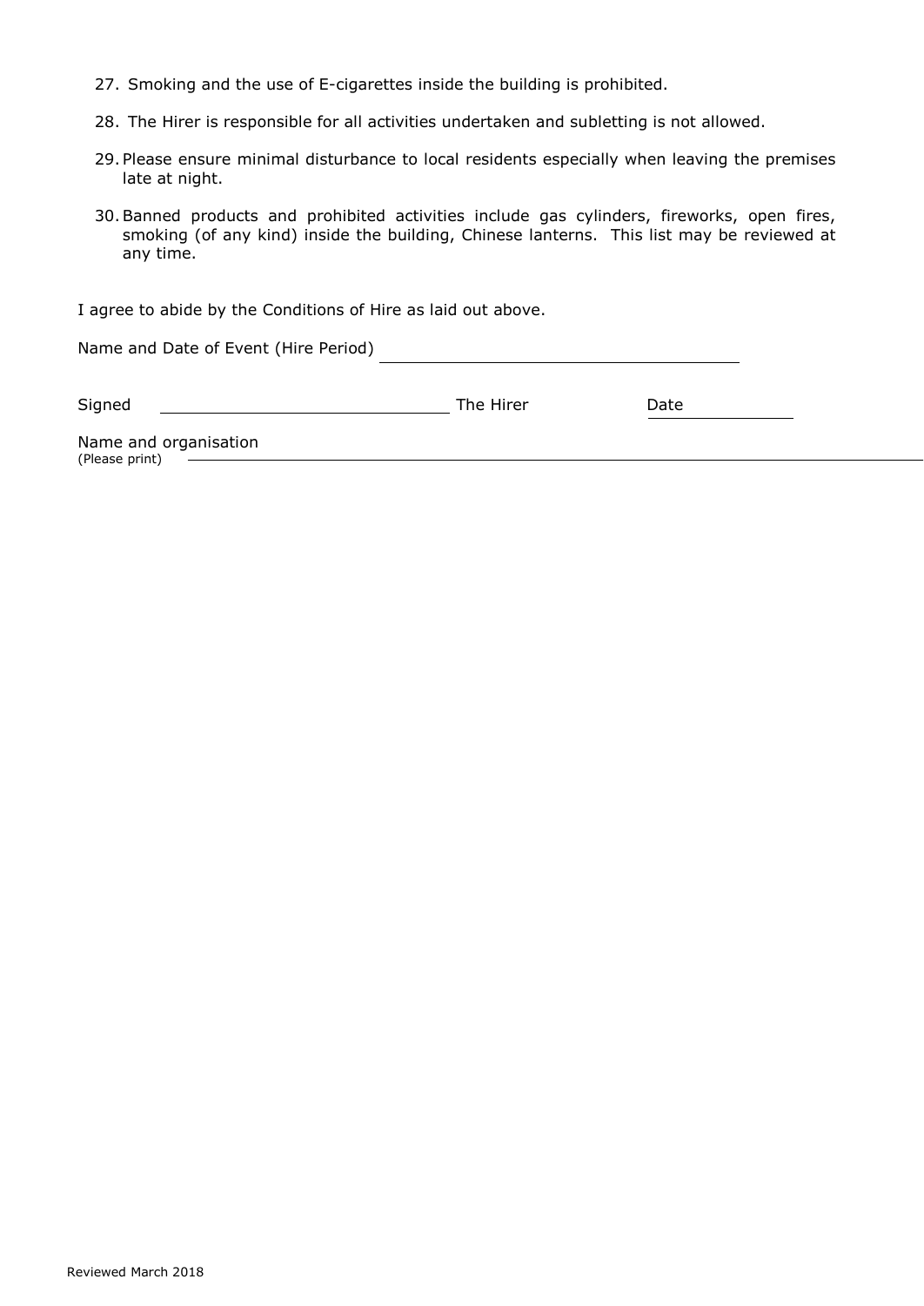27. Smoking and the use of E-cigarettes inside the building is prohibited.

28. The Hirer is responsible for all activities undertaken and subletting is not allowed.

29. Please ensure minimal disturbance to local residents especially when leaving the premises late at night.

30. Banned products and prohibited activities include gas cylinders, fireworks, open fires, smoking (of any kind) inside the building, Chinese lanterns. This list may be reviewed at any time.

I agree to abide by the Conditions of Hire as laid out above.

Name and Date of Event (Hire Period) ______________________________

Signed ______________________________ The Hirer Date ____________

Name and organisation
(Please print) ______________________________________________

Reviewed March 2018